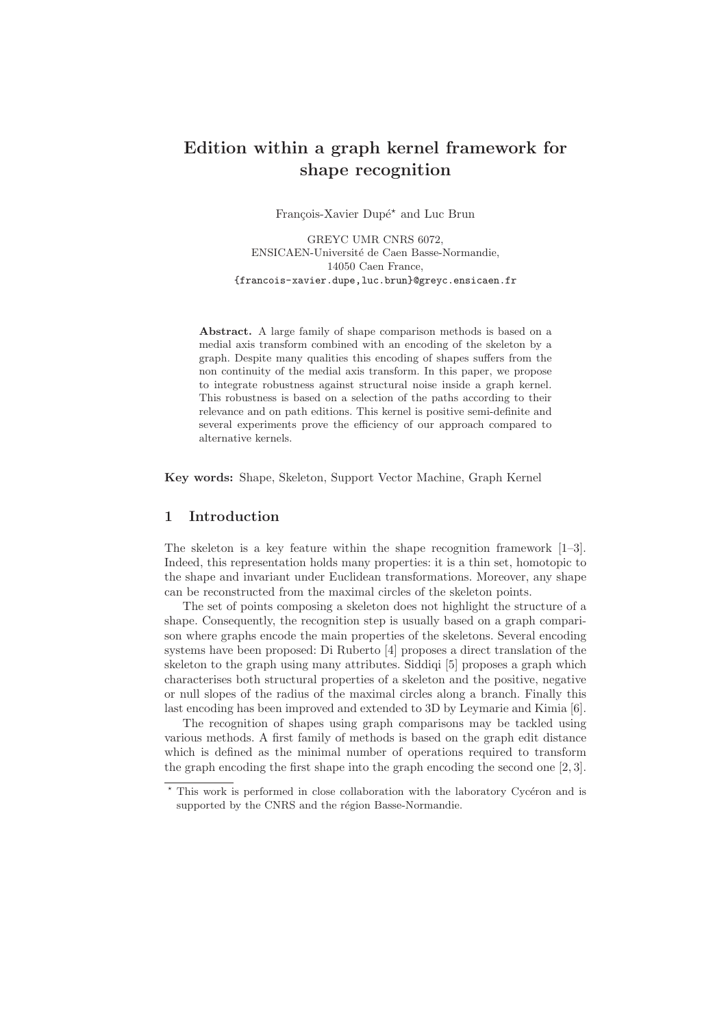# Edition within a graph kernel framework for shape recognition

François-Xavier Dupé* and Luc Brun

GREYC UMR CNRS 6072,
ENSICAEN-Université de Caen Basse-Normandie,
14050 Caen France,
{francois-xavier.dupe,luc.brun}@greyc.ensicaen.fr

**Abstract.** A large family of shape comparison methods is based on a medial axis transform combined with an encoding of the skeleton by a graph. Despite many qualities this encoding of shapes suffers from the non continuity of the medial axis transform. In this paper, we propose to integrate robustness against structural noise inside a graph kernel. This robustness is based on a selection of the paths according to their relevance and on path editions. This kernel is positive semi-definite and several experiments prove the efficiency of our approach compared to alternative kernels.

**Key words:** Shape, Skeleton, Support Vector Machine, Graph Kernel

## 1 Introduction

The skeleton is a key feature within the shape recognition framework [1–3]. Indeed, this representation holds many properties: it is a thin set, homotopic to the shape and invariant under Euclidean transformations. Moreover, any shape can be reconstructed from the maximal circles of the skeleton points.

The set of points composing a skeleton does not highlight the structure of a shape. Consequently, the recognition step is usually based on a graph comparison where graphs encode the main properties of the skeletons. Several encoding systems have been proposed: Di Ruberto [4] proposes a direct translation of the skeleton to the graph using many attributes. Siddiqi [5] proposes a graph which characterises both structural properties of a skeleton and the positive, negative or null slopes of the radius of the maximal circles along a branch. Finally this last encoding has been improved and extended to 3D by Leymarie and Kimia [6].

The recognition of shapes using graph comparisons may be tackled using various methods. A first family of methods is based on the graph edit distance which is defined as the minimal number of operations required to transform the graph encoding the first shape into the graph encoding the second one [2, 3].

* This work is performed in close collaboration with the laboratory Cycéron and is supported by the CNRS and the région Basse-Normandie.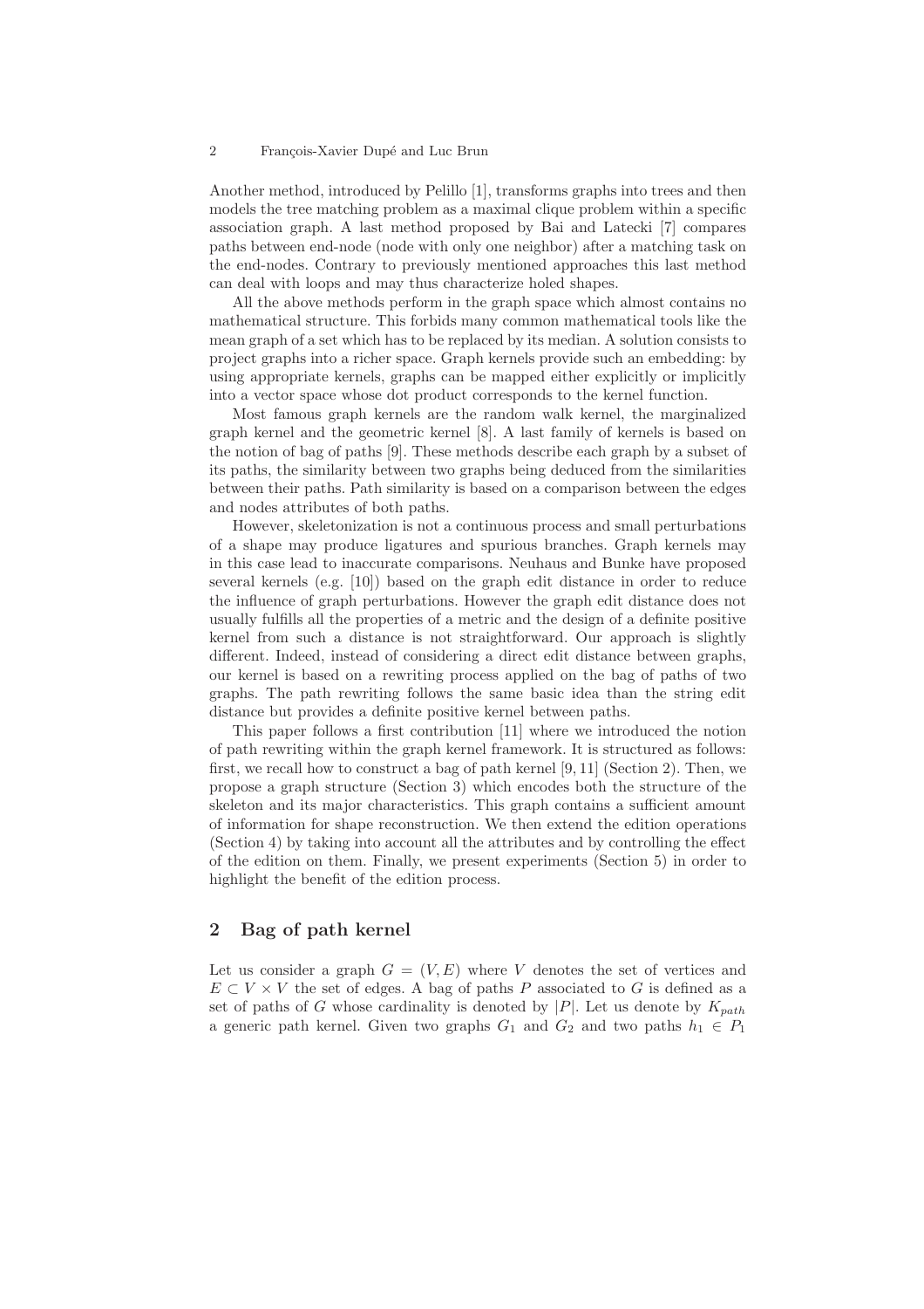Another method, introduced by Pelillo [1], transforms graphs into trees and then models the tree matching problem as a maximal clique problem within a specific association graph. A last method proposed by Bai and Latecki [7] compares paths between end-node (node with only one neighbor) after a matching task on the end-nodes. Contrary to previously mentioned approaches this last method can deal with loops and may thus characterize holed shapes.

All the above methods perform in the graph space which almost contains no mathematical structure. This forbids many common mathematical tools like the mean graph of a set which has to be replaced by its median. A solution consists to project graphs into a richer space. Graph kernels provide such an embedding: by using appropriate kernels, graphs can be mapped either explicitly or implicitly into a vector space whose dot product corresponds to the kernel function.

Most famous graph kernels are the random walk kernel, the marginalized graph kernel and the geometric kernel [8]. A last family of kernels is based on the notion of bag of paths [9]. These methods describe each graph by a subset of its paths, the similarity between two graphs being deduced from the similarities between their paths. Path similarity is based on a comparison between the edges and nodes attributes of both paths.

However, skeletonization is not a continuous process and small perturbations of a shape may produce ligatures and spurious branches. Graph kernels may in this case lead to inaccurate comparisons. Neuhaus and Bunke have proposed several kernels (e.g. [10]) based on the graph edit distance in order to reduce the influence of graph perturbations. However the graph edit distance does not usually fulfills all the properties of a metric and the design of a definite positive kernel from such a distance is not straightforward. Our approach is slightly different. Indeed, instead of considering a direct edit distance between graphs, our kernel is based on a rewriting process applied on the bag of paths of two graphs. The path rewriting follows the same basic idea than the string edit distance but provides a definite positive kernel between paths.

This paper follows a first contribution [11] where we introduced the notion of path rewriting within the graph kernel framework. It is structured as follows: first, we recall how to construct a bag of path kernel [9, 11] (Section 2). Then, we propose a graph structure (Section 3) which encodes both the structure of the skeleton and its major characteristics. This graph contains a sufficient amount of information for shape reconstruction. We then extend the edition operations (Section 4) by taking into account all the attributes and by controlling the effect of the edition on them. Finally, we present experiments (Section 5) in order to highlight the benefit of the edition process.

## 2 Bag of path kernel

Let us consider a graph $G = (V, E)$ where $V$ denotes the set of vertices and $E \subset V \times V$ the set of edges. A bag of paths $P$ associated to $G$ is defined as a set of paths of $G$ whose cardinality is denoted by $|P|$. Let us denote by $K_{path}$ a generic path kernel. Given two graphs $G_1$ and $G_2$ and two paths $h_1 \in P_1$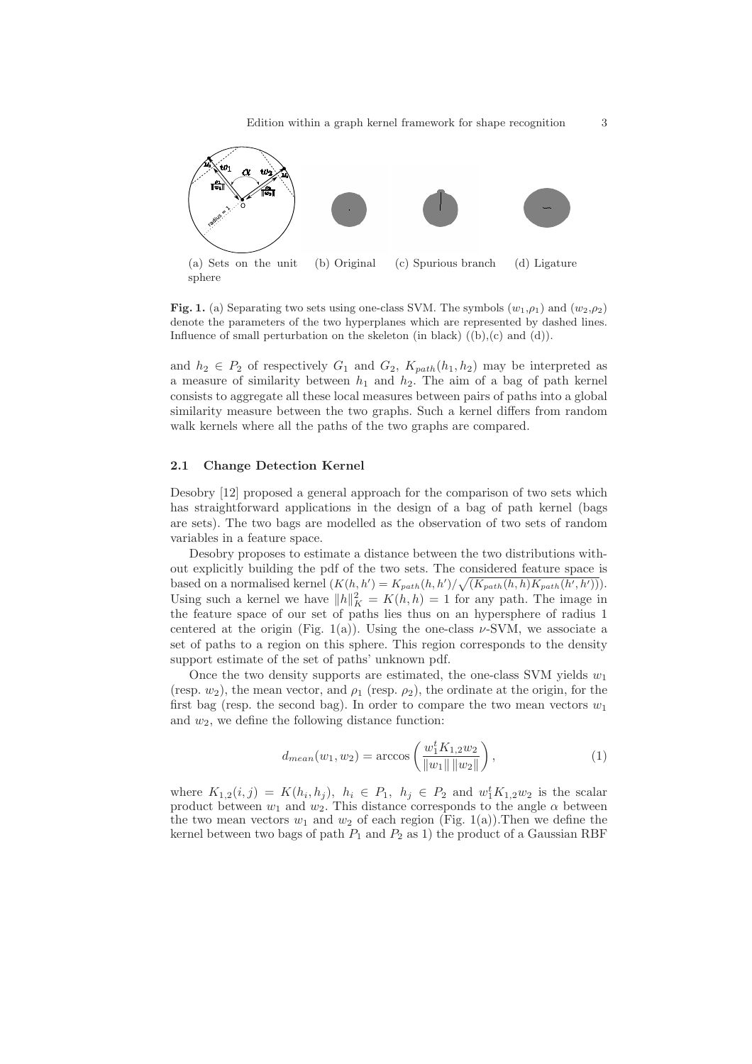(a) Sets on the unit sphere (b) Original (c) Spurious branch (d) Ligature

**Fig. 1.** (a) Separating two sets using one-class SVM. The symbols ($w_1$,$\rho_1$) and ($w_2$,$\rho_2$) denote the parameters of the two hyperplanes which are represented by dashed lines. Influence of small perturbation on the skeleton (in black) ((b),(c) and (d)).

and $h_2 \in P_2$ of respectively $G_1$ and $G_2$, $K_{path}(h_1, h_2)$ may be interpreted as a measure of similarity between $h_1$ and $h_2$. The aim of a bag of path kernel consists to aggregate all these local measures between pairs of paths into a global similarity measure between the two graphs. Such a kernel differs from random walk kernels where all the paths of the two graphs are compared.

### 2.1 Change Detection Kernel

Desobry [12] proposed a general approach for the comparison of two sets which has straightforward applications in the design of a bag of path kernel (bags are sets). The two bags are modelled as the observation of two sets of random variables in a feature space.

Desobry proposes to estimate a distance between the two distributions without explicitly building the pdf of the two sets. The considered feature space is based on a normalised kernel ($K(h, h') = K_{path}(h, h')/\sqrt{(K_{path}(h, h)K_{path}(h', h'))}$). Using such a kernel we have $\|h\|_K^2 = K(h, h) = 1$ for any path. The image in the feature space of our set of paths lies thus on an hypersphere of radius 1 centered at the origin (Fig. 1(a)). Using the one-class $\nu$-SVM, we associate a set of paths to a region on this sphere. This region corresponds to the density support estimate of the set of paths' unknown pdf.

Once the two density supports are estimated, the one-class SVM yields $w_1$ (resp. $w_2$), the mean vector, and $\rho_1$ (resp. $\rho_2$), the ordinate at the origin, for the first bag (resp. the second bag). In order to compare the two mean vectors $w_1$ and $w_2$, we define the following distance function:

$$d_{mean}(w_1, w_2) = \arccos\left(\frac{w_1^t K_{1,2} w_2}{\|w_1\| \, \|w_2\|}\right), \tag{1}$$

where $K_{1,2}(i, j) = K(h_i, h_j)$, $h_i \in P_1$, $h_j \in P_2$ and $w_1^t K_{1,2} w_2$ is the scalar product between $w_1$ and $w_2$. This distance corresponds to the angle $\alpha$ between the two mean vectors $w_1$ and $w_2$ of each region (Fig. 1(a)).Then we define the kernel between two bags of path $P_1$ and $P_2$ as 1) the product of a Gaussian RBF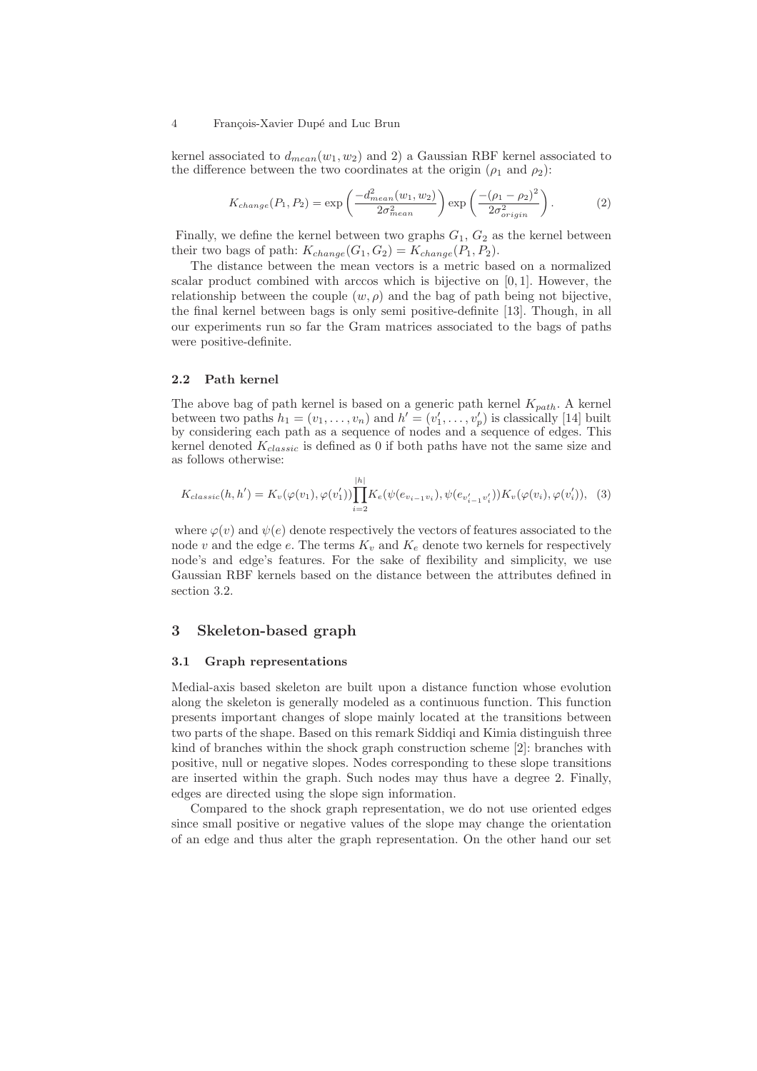kernel associated to $d_{mean}(w_1, w_2)$ and 2) a Gaussian RBF kernel associated to the difference between the two coordinates at the origin ($\rho_1$ and $\rho_2$):

$$K_{change}(P_1, P_2) = \exp\left(\frac{-d^2_{mean}(w_1, w_2)}{2\sigma^2_{mean}}\right) \exp\left(\frac{-(\rho_1 - \rho_2)^2}{2\sigma^2_{origin}}\right). \quad (2)$$

Finally, we define the kernel between two graphs $G_1$, $G_2$ as the kernel between their two bags of path: $K_{change}(G_1, G_2) = K_{change}(P_1, P_2)$.

The distance between the mean vectors is a metric based on a normalized scalar product combined with arccos which is bijective on $[0, 1]$. However, the relationship between the couple $(w, \rho)$ and the bag of path being not bijective, the final kernel between bags is only semi positive-definite [13]. Though, in all our experiments run so far the Gram matrices associated to the bags of paths were positive-definite.

### 2.2 Path kernel

The above bag of path kernel is based on a generic path kernel $K_{path}$. A kernel between two paths $h_1 = (v_1, \dots, v_n)$ and $h' = (v'_1, \dots, v'_p)$ is classically [14] built by considering each path as a sequence of nodes and a sequence of edges. This kernel denoted $K_{classic}$ is defined as 0 if both paths have not the same size and as follows otherwise:

$$K_{classic}(h, h') = K_v(\varphi(v_1), \varphi(v'_1)) \prod_{i=2}^{|h|} K_e(\psi(e_{v_{i-1}v_i}), \psi(e_{v'_{i-1}v'_i})) K_v(\varphi(v_i), \varphi(v'_i)), \quad (3)$$

where $\varphi(v)$ and $\psi(e)$ denote respectively the vectors of features associated to the node $v$ and the edge $e$. The terms $K_v$ and $K_e$ denote two kernels for respectively node's and edge's features. For the sake of flexibility and simplicity, we use Gaussian RBF kernels based on the distance between the attributes defined in section 3.2.

## 3 Skeleton-based graph

### 3.1 Graph representations

Medial-axis based skeleton are built upon a distance function whose evolution along the skeleton is generally modeled as a continuous function. This function presents important changes of slope mainly located at the transitions between two parts of the shape. Based on this remark Siddiqi and Kimia distinguish three kind of branches within the shock graph construction scheme [2]: branches with positive, null or negative slopes. Nodes corresponding to these slope transitions are inserted within the graph. Such nodes may thus have a degree 2. Finally, edges are directed using the slope sign information.

Compared to the shock graph representation, we do not use oriented edges since small positive or negative values of the slope may change the orientation of an edge and thus alter the graph representation. On the other hand our set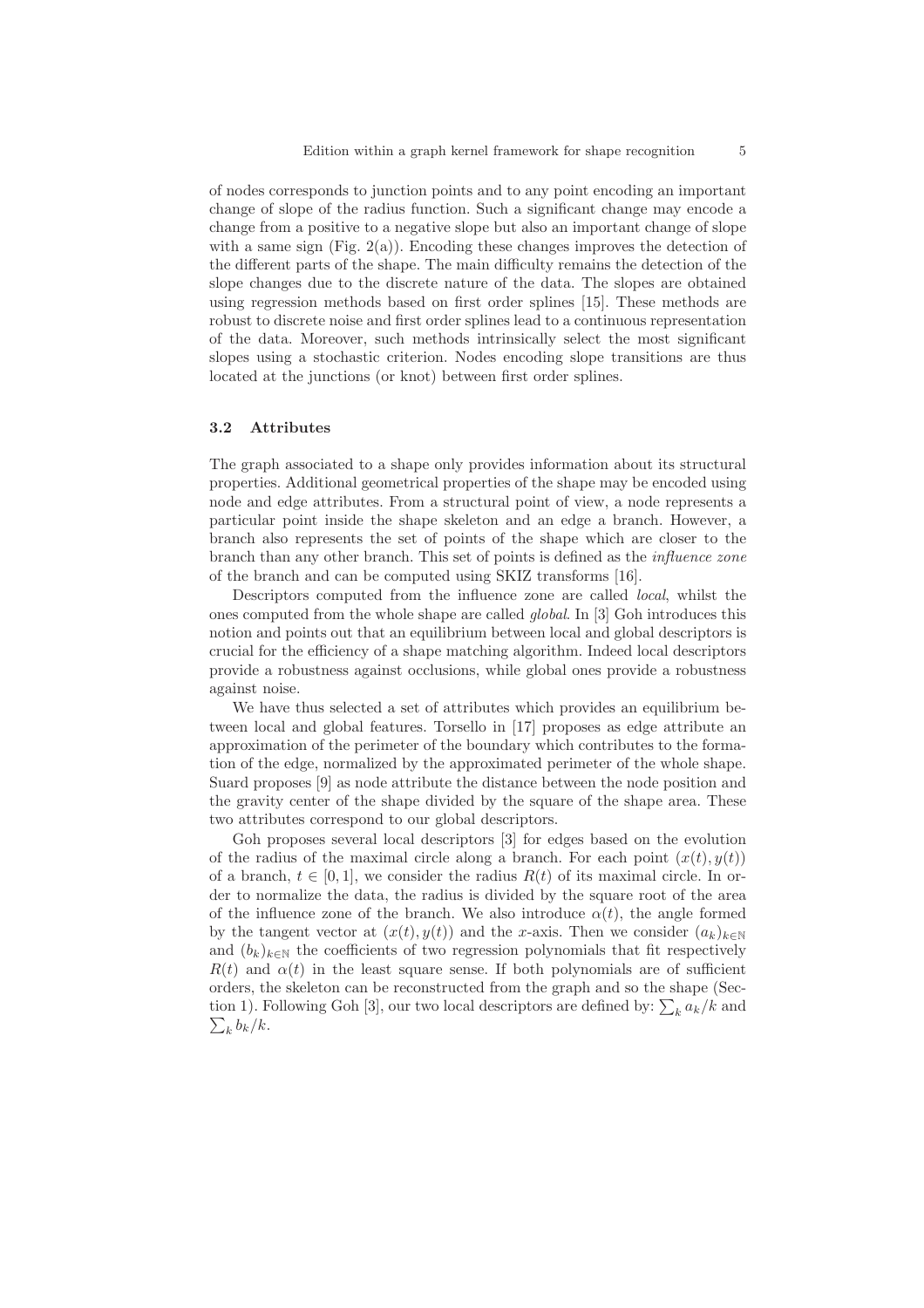of nodes corresponds to junction points and to any point encoding an important change of slope of the radius function. Such a significant change may encode a change from a positive to a negative slope but also an important change of slope with a same sign (Fig. 2(a)). Encoding these changes improves the detection of the different parts of the shape. The main difficulty remains the detection of the slope changes due to the discrete nature of the data. The slopes are obtained using regression methods based on first order splines [15]. These methods are robust to discrete noise and first order splines lead to a continuous representation of the data. Moreover, such methods intrinsically select the most significant slopes using a stochastic criterion. Nodes encoding slope transitions are thus located at the junctions (or knot) between first order splines.

### 3.2 Attributes

The graph associated to a shape only provides information about its structural properties. Additional geometrical properties of the shape may be encoded using node and edge attributes. From a structural point of view, a node represents a particular point inside the shape skeleton and an edge a branch. However, a branch also represents the set of points of the shape which are closer to the branch than any other branch. This set of points is defined as the *influence zone* of the branch and can be computed using SKIZ transforms [16].

Descriptors computed from the influence zone are called *local*, whilst the ones computed from the whole shape are called *global*. In [3] Goh introduces this notion and points out that an equilibrium between local and global descriptors is crucial for the efficiency of a shape matching algorithm. Indeed local descriptors provide a robustness against occlusions, while global ones provide a robustness against noise.

We have thus selected a set of attributes which provides an equilibrium between local and global features. Torsello in [17] proposes as edge attribute an approximation of the perimeter of the boundary which contributes to the formation of the edge, normalized by the approximated perimeter of the whole shape. Suard proposes [9] as node attribute the distance between the node position and the gravity center of the shape divided by the square of the shape area. These two attributes correspond to our global descriptors.

Goh proposes several local descriptors [3] for edges based on the evolution of the radius of the maximal circle along a branch. For each point $(x(t), y(t))$ of a branch, $t \in [0, 1]$, we consider the radius $R(t)$ of its maximal circle. In order to normalize the data, the radius is divided by the square root of the area of the influence zone of the branch. We also introduce $\alpha(t)$, the angle formed by the tangent vector at $(x(t), y(t))$ and the $x$-axis. Then we consider $(a_k)_{k\in\mathbb{N}}$ and $(b_k)_{k\in\mathbb{N}}$ the coefficients of two regression polynomials that fit respectively $R(t)$ and $\alpha(t)$ in the least square sense. If both polynomials are of sufficient orders, the skeleton can be reconstructed from the graph and so the shape (Section 1). Following Goh [3], our two local descriptors are defined by: $\sum_k a_k/k$ and $\sum_k b_k/k$.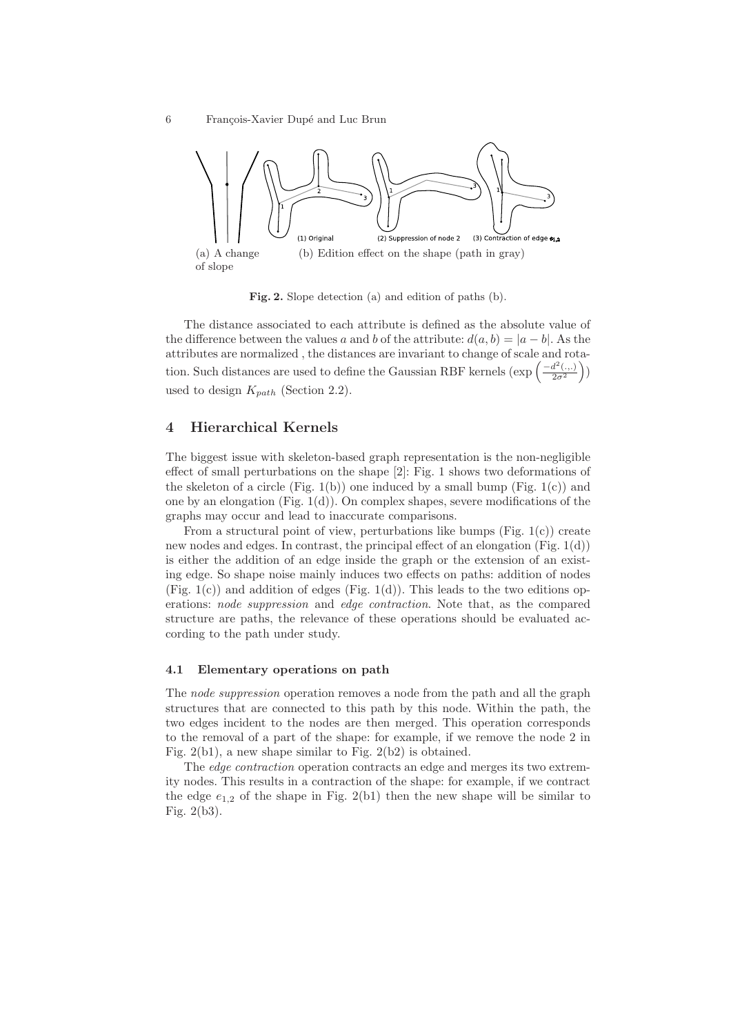(a) A change of slope

(b) Edition effect on the shape (path in gray)

**Fig. 2.** Slope detection (a) and edition of paths (b).

The distance associated to each attribute is defined as the absolute value of the difference between the values $a$ and $b$ of the attribute: $d(a, b) = |a - b|$. As the attributes are normalized , the distances are invariant to change of scale and rotation. Such distances are used to define the Gaussian RBF kernels ($\exp\left(\frac{-d^2(.,.)}{2\sigma^2}\right)$) used to design $K_{path}$ (Section 2.2).

## 4 Hierarchical Kernels

The biggest issue with skeleton-based graph representation is the non-negligible effect of small perturbations on the shape [2]: Fig. 1 shows two deformations of the skeleton of a circle (Fig. 1(b)) one induced by a small bump (Fig. 1(c)) and one by an elongation (Fig. 1(d)). On complex shapes, severe modifications of the graphs may occur and lead to inaccurate comparisons.

From a structural point of view, perturbations like bumps (Fig. 1(c)) create new nodes and edges. In contrast, the principal effect of an elongation (Fig. 1(d)) is either the addition of an edge inside the graph or the extension of an existing edge. So shape noise mainly induces two effects on paths: addition of nodes (Fig. 1(c)) and addition of edges (Fig. 1(d)). This leads to the two editions operations: *node suppression* and *edge contraction*. Note that, as the compared structure are paths, the relevance of these operations should be evaluated according to the path under study.

### 4.1 Elementary operations on path

The *node suppression* operation removes a node from the path and all the graph structures that are connected to this path by this node. Within the path, the two edges incident to the nodes are then merged. This operation corresponds to the removal of a part of the shape: for example, if we remove the node 2 in Fig. 2(b1), a new shape similar to Fig. 2(b2) is obtained.

The *edge contraction* operation contracts an edge and merges its two extremity nodes. This results in a contraction of the shape: for example, if we contract the edge $e_{1,2}$ of the shape in Fig. 2(b1) then the new shape will be similar to Fig. 2(b3).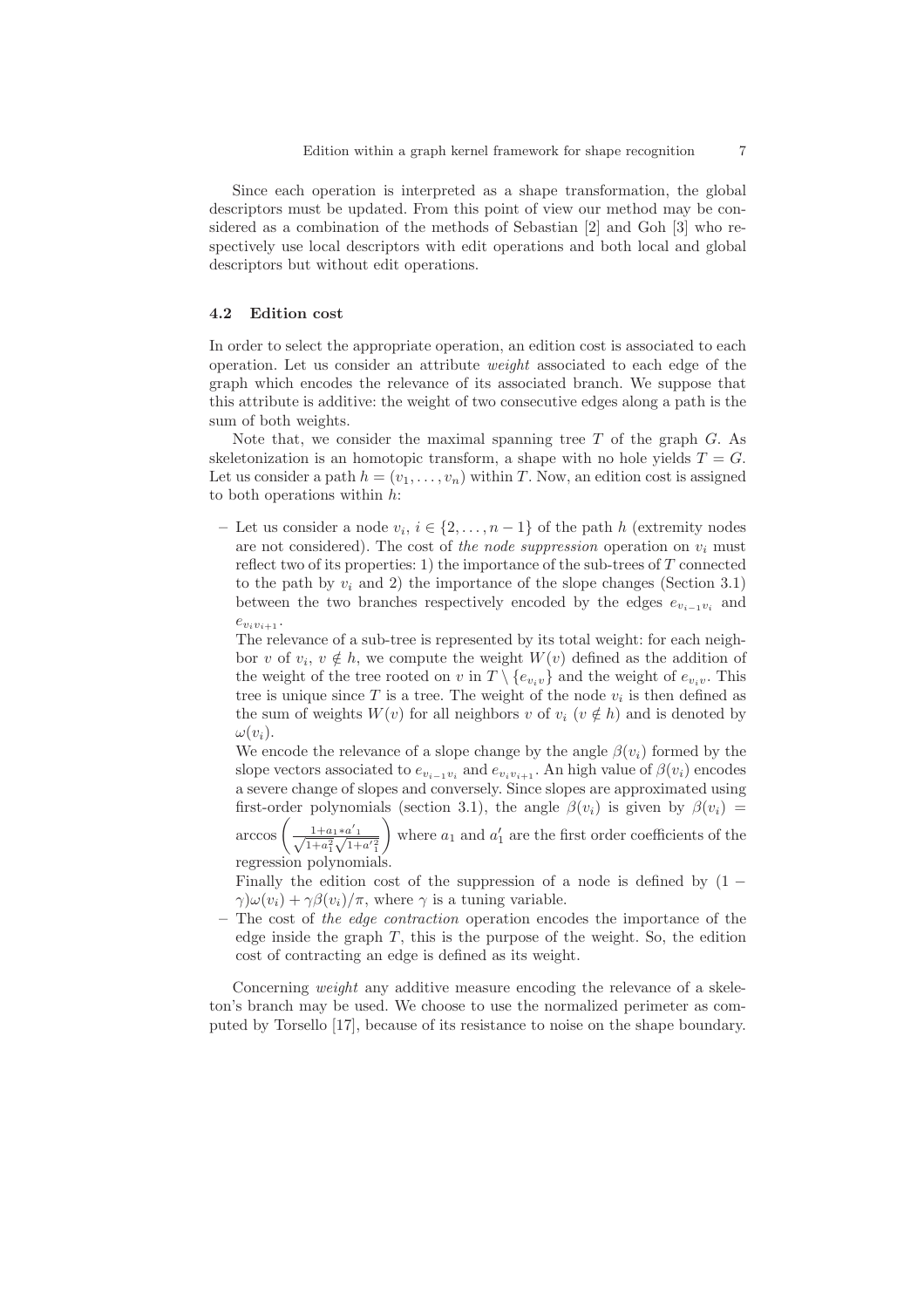Since each operation is interpreted as a shape transformation, the global descriptors must be updated. From this point of view our method may be considered as a combination of the methods of Sebastian [2] and Goh [3] who respectively use local descriptors with edit operations and both local and global descriptors but without edit operations.

### 4.2 Edition cost

In order to select the appropriate operation, an edition cost is associated to each operation. Let us consider an attribute *weight* associated to each edge of the graph which encodes the relevance of its associated branch. We suppose that this attribute is additive: the weight of two consecutive edges along a path is the sum of both weights.

Note that, we consider the maximal spanning tree $T$ of the graph $G$. As skeletonization is an homotopic transform, a shape with no hole yields $T = G$. Let us consider a path $h = (v_1, \ldots, v_n)$ within $T$. Now, an edition cost is assigned to both operations within $h$:

- Let us consider a node $v_i$, $i \in \{2, \ldots, n-1\}$ of the path $h$ (extremity nodes are not considered). The cost of *the node suppression* operation on $v_i$ must reflect two of its properties: 1) the importance of the sub-trees of $T$ connected to the path by $v_i$ and 2) the importance of the slope changes (Section 3.1) between the two branches respectively encoded by the edges $e_{v_{i-1}v_i}$ and $e_{v_iv_{i+1}}$.

  The relevance of a sub-tree is represented by its total weight: for each neighbor $v$ of $v_i$, $v \notin h$, we compute the weight $W(v)$ defined as the addition of the weight of the tree rooted on $v$ in $T \setminus \{e_{v_iv}\}$ and the weight of $e_{v_iv}$. This tree is unique since $T$ is a tree. The weight of the node $v_i$ is then defined as the sum of weights $W(v)$ for all neighbors $v$ of $v_i$ ($v \notin h$) and is denoted by $\omega(v_i)$.

  We encode the relevance of a slope change by the angle $\beta(v_i)$ formed by the slope vectors associated to $e_{v_{i-1}v_i}$ and $e_{v_iv_{i+1}}$. An high value of $\beta(v_i)$ encodes a severe change of slopes and conversely. Since slopes are approximated using first-order polynomials (section 3.1), the angle $\beta(v_i)$ is given by $\beta(v_i) = \arccos\left(\frac{1+a_1*a'_1}{\sqrt{1+a_1^2}\sqrt{1+a'^2_1}}\right)$ where $a_1$ and $a'_1$ are the first order coefficients of the regression polynomials.

  Finally the edition cost of the suppression of a node is defined by $(1-\gamma)\omega(v_i) + \gamma\beta(v_i)/\pi$, where $\gamma$ is a tuning variable.
- The cost of *the edge contraction* operation encodes the importance of the edge inside the graph $T$, this is the purpose of the weight. So, the edition cost of contracting an edge is defined as its weight.

Concerning *weight* any additive measure encoding the relevance of a skeleton's branch may be used. We choose to use the normalized perimeter as computed by Torsello [17], because of its resistance to noise on the shape boundary.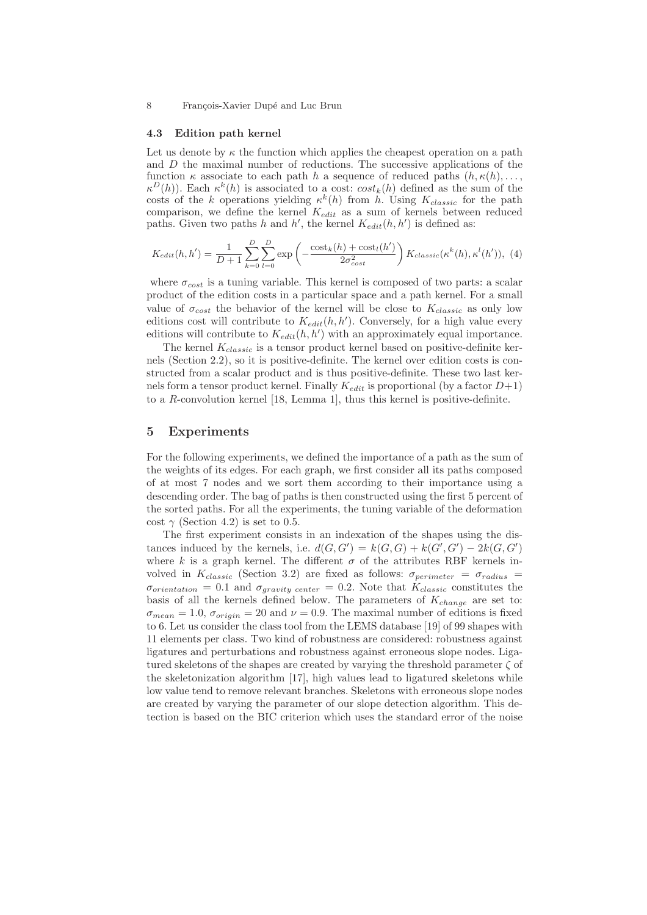### 4.3 Edition path kernel

Let us denote by $\kappa$ the function which applies the cheapest operation on a path and $D$ the maximal number of reductions. The successive applications of the function $\kappa$ associate to each path $h$ a sequence of reduced paths $(h, \kappa(h), \ldots, \kappa^D(h))$. Each $\kappa^k(h)$ is associated to a cost: $cost_k(h)$ defined as the sum of the costs of the $k$ operations yielding $\kappa^k(h)$ from $h$. Using $K_{classic}$ for the path comparison, we define the kernel $K_{edit}$ as a sum of kernels between reduced paths. Given two paths $h$ and $h'$, the kernel $K_{edit}(h, h')$ is defined as:

$$K_{edit}(h, h') = \frac{1}{D+1} \sum_{k=0}^{D} \sum_{l=0}^{D} \exp\left(-\frac{\text{cost}_k(h) + \text{cost}_l(h')}{2\sigma_{cost}^2}\right) K_{classic}(\kappa^k(h), \kappa^l(h')), \quad (4)$$

where $\sigma_{cost}$ is a tuning variable. This kernel is composed of two parts: a scalar product of the edition costs in a particular space and a path kernel. For a small value of $\sigma_{cost}$ the behavior of the kernel will be close to $K_{classic}$ as only low editions cost will contribute to $K_{edit}(h, h')$. Conversely, for a high value every editions will contribute to $K_{edit}(h, h')$ with an approximately equal importance.

The kernel $K_{classic}$ is a tensor product kernel based on positive-definite kernels (Section 2.2), so it is positive-definite. The kernel over edition costs is constructed from a scalar product and is thus positive-definite. These two last kernels form a tensor product kernel. Finally $K_{edit}$ is proportional (by a factor $D+1$) to a $R$-convolution kernel [18, Lemma 1], thus this kernel is positive-definite.

## 5 Experiments

For the following experiments, we defined the importance of a path as the sum of the weights of its edges. For each graph, we first consider all its paths composed of at most 7 nodes and we sort them according to their importance using a descending order. The bag of paths is then constructed using the first 5 percent of the sorted paths. For all the experiments, the tuning variable of the deformation cost $\gamma$ (Section 4.2) is set to 0.5.

The first experiment consists in an indexation of the shapes using the distances induced by the kernels, i.e. $d(G, G') = k(G, G) + k(G', G') - 2k(G, G')$ where $k$ is a graph kernel. The different $\sigma$ of the attributes RBF kernels involved in $K_{classic}$ (Section 3.2) are fixed as follows: $\sigma_{perimeter} = \sigma_{radius} = \sigma_{orientation} = 0.1$ and $\sigma_{gravity\ center} = 0.2$. Note that $K_{classic}$ constitutes the basis of all the kernels defined below. The parameters of $K_{change}$ are set to: $\sigma_{mean} = 1.0$, $\sigma_{origin} = 20$ and $\nu = 0.9$. The maximal number of editions is fixed to 6. Let us consider the class tool from the LEMS database [19] of 99 shapes with 11 elements per class. Two kind of robustness are considered: robustness against ligatures and perturbations and robustness against erroneous slope nodes. Ligatured skeletons of the shapes are created by varying the threshold parameter $\zeta$ of the skeletonization algorithm [17], high values lead to ligatured skeletons while low value tend to remove relevant branches. Skeletons with erroneous slope nodes are created by varying the parameter of our slope detection algorithm. This detection is based on the BIC criterion which uses the standard error of the noise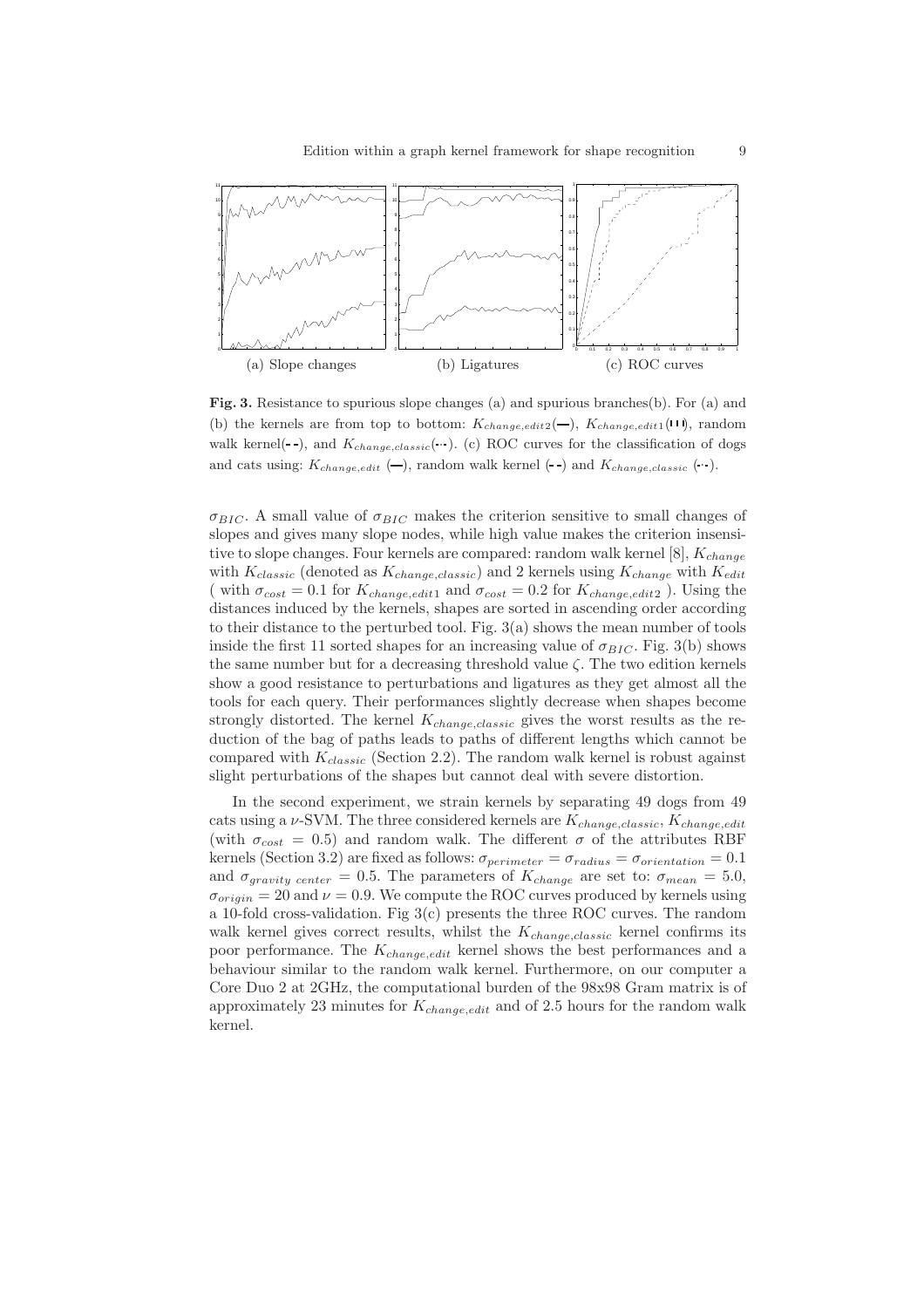(a) Slope changes (b) Ligatures (c) ROC curves

**Fig. 3.** Resistance to spurious slope changes (a) and spurious branches(b). For (a) and (b) the kernels are from top to bottom: $K_{change,edit2}$(—), $K_{change,edit1}$(⋮⋮), random walk kernel(- -), and $K_{change,classic}$(···). (c) ROC curves for the classification of dogs and cats using: $K_{change,edit}$ (—), random walk kernel (- -) and $K_{change,classic}$ (···).

$\sigma_{BIC}$. A small value of $\sigma_{BIC}$ makes the criterion sensitive to small changes of slopes and gives many slope nodes, while high value makes the criterion insensitive to slope changes. Four kernels are compared: random walk kernel [8], $K_{change}$ with $K_{classic}$ (denoted as $K_{change,classic}$) and 2 kernels using $K_{change}$ with $K_{edit}$ ( with $\sigma_{cost} = 0.1$ for $K_{change,edit1}$ and $\sigma_{cost} = 0.2$ for $K_{change,edit2}$ ). Using the distances induced by the kernels, shapes are sorted in ascending order according to their distance to the perturbed tool. Fig. 3(a) shows the mean number of tools inside the first 11 sorted shapes for an increasing value of $\sigma_{BIC}$. Fig. 3(b) shows the same number but for a decreasing threshold value $\zeta$. The two edition kernels show a good resistance to perturbations and ligatures as they get almost all the tools for each query. Their performances slightly decrease when shapes become strongly distorted. The kernel $K_{change,classic}$ gives the worst results as the reduction of the bag of paths leads to paths of different lengths which cannot be compared with $K_{classic}$ (Section 2.2). The random walk kernel is robust against slight perturbations of the shapes but cannot deal with severe distortion.

In the second experiment, we strain kernels by separating 49 dogs from 49 cats using a $\nu$-SVM. The three considered kernels are $K_{change,classic}$, $K_{change,edit}$ (with $\sigma_{cost} = 0.5$) and random walk. The different $\sigma$ of the attributes RBF kernels (Section 3.2) are fixed as follows: $\sigma_{perimeter} = \sigma_{radius} = \sigma_{orientation} = 0.1$ and $\sigma_{gravity\ center} = 0.5$. The parameters of $K_{change}$ are set to: $\sigma_{mean} = 5.0$, $\sigma_{origin} = 20$ and $\nu = 0.9$. We compute the ROC curves produced by kernels using a 10-fold cross-validation. Fig 3(c) presents the three ROC curves. The random walk kernel gives correct results, whilst the $K_{change,classic}$ kernel confirms its poor performance. The $K_{change,edit}$ kernel shows the best performances and a behaviour similar to the random walk kernel. Furthermore, on our computer a Core Duo 2 at 2GHz, the computational burden of the 98x98 Gram matrix is of approximately 23 minutes for $K_{change,edit}$ and of 2.5 hours for the random walk kernel.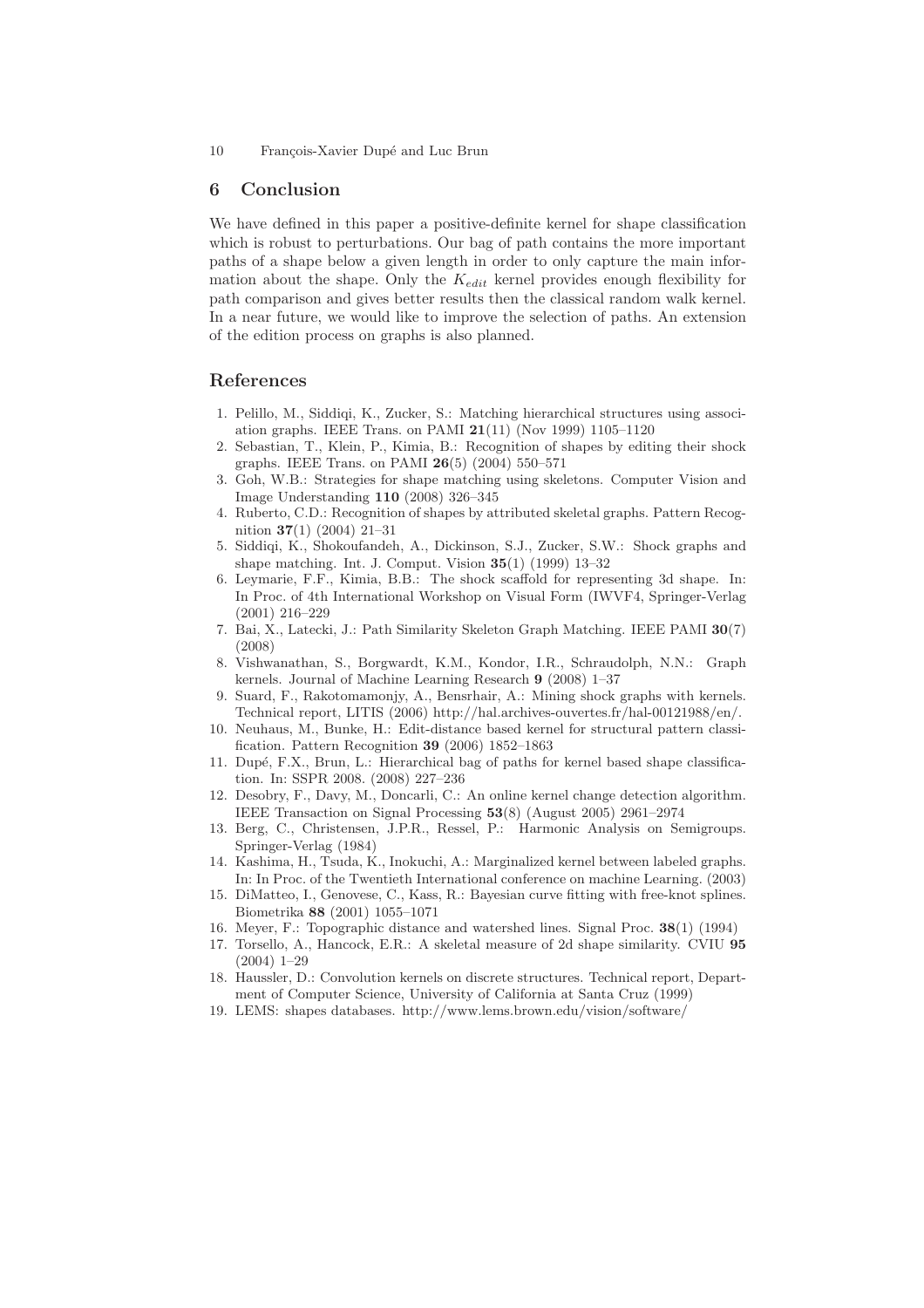## 6 Conclusion

We have defined in this paper a positive-definite kernel for shape classification which is robust to perturbations. Our bag of path contains the more important paths of a shape below a given length in order to only capture the main information about the shape. Only the $K_{edit}$ kernel provides enough flexibility for path comparison and gives better results then the classical random walk kernel. In a near future, we would like to improve the selection of paths. An extension of the edition process on graphs is also planned.

## References

1. Pelillo, M., Siddiqi, K., Zucker, S.: Matching hierarchical structures using association graphs. IEEE Trans. on PAMI **21**(11) (Nov 1999) 1105–1120
2. Sebastian, T., Klein, P., Kimia, B.: Recognition of shapes by editing their shock graphs. IEEE Trans. on PAMI **26**(5) (2004) 550–571
3. Goh, W.B.: Strategies for shape matching using skeletons. Computer Vision and Image Understanding **110** (2008) 326–345
4. Ruberto, C.D.: Recognition of shapes by attributed skeletal graphs. Pattern Recognition **37**(1) (2004) 21–31
5. Siddiqi, K., Shokoufandeh, A., Dickinson, S.J., Zucker, S.W.: Shock graphs and shape matching. Int. J. Comput. Vision **35**(1) (1999) 13–32
6. Leymarie, F.F., Kimia, B.B.: The shock scaffold for representing 3d shape. In: In Proc. of 4th International Workshop on Visual Form (IWVF4, Springer-Verlag (2001) 216–229
7. Bai, X., Latecki, J.: Path Similarity Skeleton Graph Matching. IEEE PAMI **30**(7) (2008)
8. Vishwanathan, S., Borgwardt, K.M., Kondor, I.R., Schraudolph, N.N.: Graph kernels. Journal of Machine Learning Research **9** (2008) 1–37
9. Suard, F., Rakotomamonjy, A., Bensrhair, A.: Mining shock graphs with kernels. Technical report, LITIS (2006) http://hal.archives-ouvertes.fr/hal-00121988/en/.
10. Neuhaus, M., Bunke, H.: Edit-distance based kernel for structural pattern classification. Pattern Recognition **39** (2006) 1852–1863
11. Dupé, F.X., Brun, L.: Hierarchical bag of paths for kernel based shape classification. In: SSPR 2008. (2008) 227–236
12. Desobry, F., Davy, M., Doncarli, C.: An online kernel change detection algorithm. IEEE Transaction on Signal Processing **53**(8) (August 2005) 2961–2974
13. Berg, C., Christensen, J.P.R., Ressel, P.: Harmonic Analysis on Semigroups. Springer-Verlag (1984)
14. Kashima, H., Tsuda, K., Inokuchi, A.: Marginalized kernel between labeled graphs. In: In Proc. of the Twentieth International conference on machine Learning. (2003)
15. DiMatteo, I., Genovese, C., Kass, R.: Bayesian curve fitting with free-knot splines. Biometrika **88** (2001) 1055–1071
16. Meyer, F.: Topographic distance and watershed lines. Signal Proc. **38**(1) (1994)
17. Torsello, A., Hancock, E.R.: A skeletal measure of 2d shape similarity. CVIU **95** (2004) 1–29
18. Haussler, D.: Convolution kernels on discrete structures. Technical report, Department of Computer Science, University of California at Santa Cruz (1999)
19. LEMS: shapes databases. http://www.lems.brown.edu/vision/software/